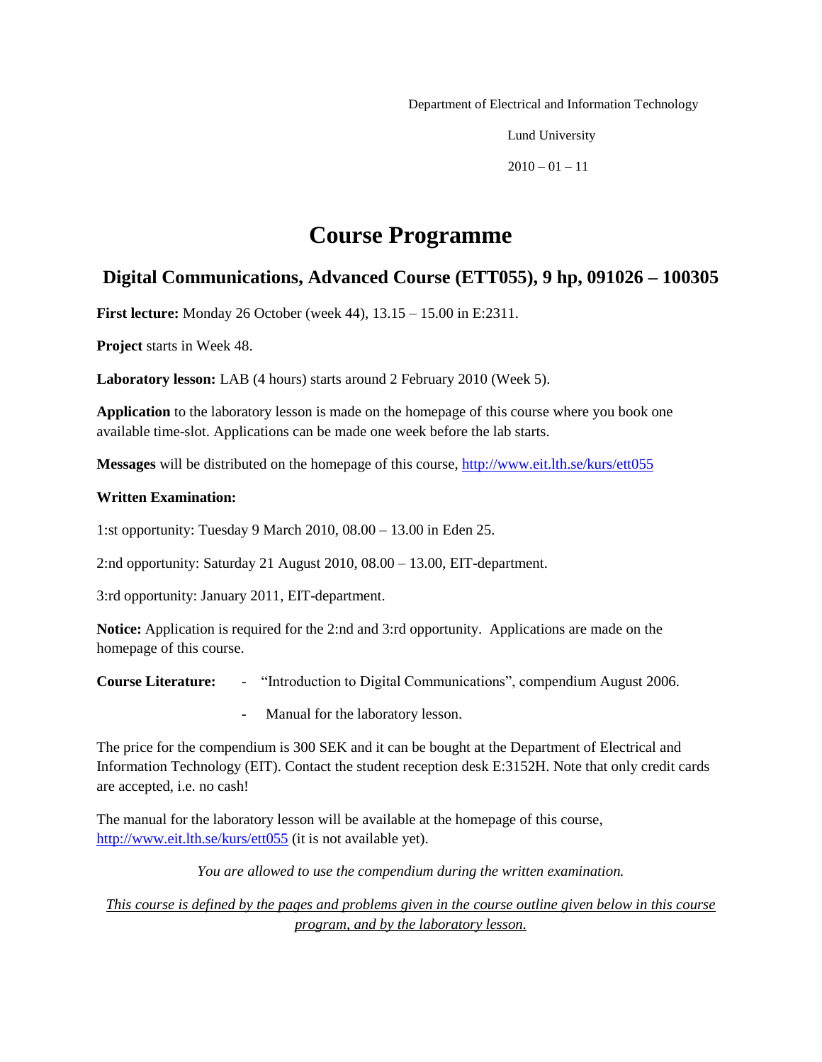Department of Electrical and Information Technology

Lund University

2010 – 01 – 11

# Course Programme

## Digital Communications, Advanced Course (ETT055), 9 hp, 091026 – 100305

**First lecture:** Monday 26 October (week 44), 13.15 – 15.00 in E:2311.

**Project** starts in Week 48.

**Laboratory lesson:** LAB (4 hours) starts around 2 February 2010 (Week 5).

**Application** to the laboratory lesson is made on the homepage of this course where you book one available time-slot. Applications can be made one week before the lab starts.

**Messages** will be distributed on the homepage of this course, http://www.eit.lth.se/kurs/ett055

**Written Examination:**

1:st opportunity: Tuesday 9 March 2010, 08.00 – 13.00 in Eden 25.

2:nd opportunity: Saturday 21 August 2010, 08.00 – 13.00, EIT-department.

3:rd opportunity: January 2011, EIT-department.

**Notice:** Application is required for the 2:nd and 3:rd opportunity. Applications are made on the homepage of this course.

**Course Literature:**
- "Introduction to Digital Communications", compendium August 2006.
- Manual for the laboratory lesson.

The price for the compendium is 300 SEK and it can be bought at the Department of Electrical and Information Technology (EIT). Contact the student reception desk E:3152H. Note that only credit cards are accepted, i.e. no cash!

The manual for the laboratory lesson will be available at the homepage of this course, http://www.eit.lth.se/kurs/ett055 (it is not available yet).

*You are allowed to use the compendium during the written examination.*

*This course is defined by the pages and problems given in the course outline given below in this course program, and by the laboratory lesson.*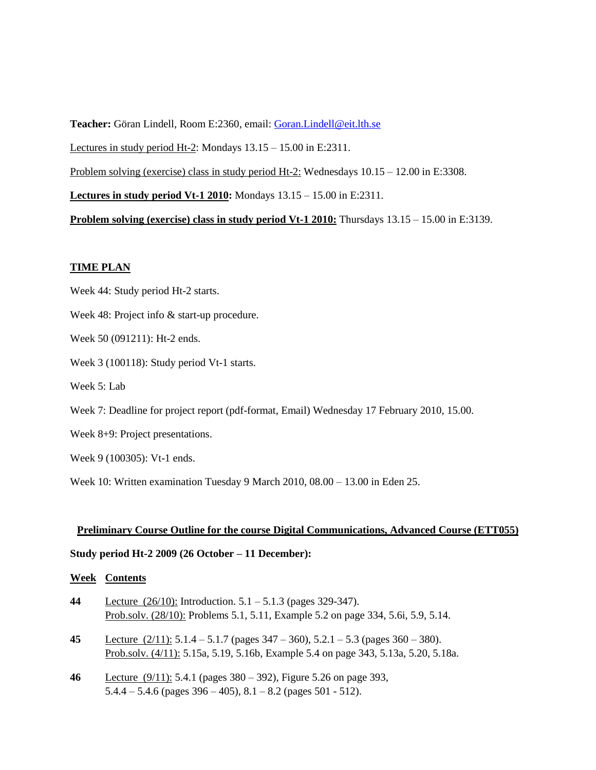**Teacher:** Göran Lindell, Room E:2360, email: Goran.Lindell@eit.lth.se

Lectures in study period Ht-2: Mondays 13.15 – 15.00 in E:2311.

Problem solving (exercise) class in study period Ht-2: Wednesdays 10.15 – 12.00 in E:3308.

**Lectures in study period Vt-1 2010:** Mondays 13.15 – 15.00 in E:2311.

**Problem solving (exercise) class in study period Vt-1 2010:** Thursdays 13.15 – 15.00 in E:3139.

## TIME PLAN

Week 44: Study period Ht-2 starts.

Week 48: Project info & start-up procedure.

Week 50 (091211): Ht-2 ends.

Week 3 (100118): Study period Vt-1 starts.

Week 5: Lab

Week 7: Deadline for project report (pdf-format, Email) Wednesday 17 February 2010, 15.00.

Week 8+9: Project presentations.

Week 9 (100305): Vt-1 ends.

Week 10: Written examination Tuesday 9 March 2010, 08.00 – 13.00 in Eden 25.

## Preliminary Course Outline for the course Digital Communications, Advanced Course (ETT055)

**Study period Ht-2 2009 (26 October – 11 December):**

| Week | Contents |
|---|---|
| **44** | Lecture (26/10): Introduction. 5.1 – 5.1.3 (pages 329-347).<br>Prob.solv. (28/10): Problems 5.1, 5.11, Example 5.2 on page 334, 5.6i, 5.9, 5.14. |
| **45** | Lecture (2/11): 5.1.4 – 5.1.7 (pages 347 – 360), 5.2.1 – 5.3 (pages 360 – 380).<br>Prob.solv. (4/11): 5.15a, 5.19, 5.16b, Example 5.4 on page 343, 5.13a, 5.20, 5.18a. |
| **46** | Lecture (9/11): 5.4.1 (pages 380 – 392), Figure 5.26 on page 393,<br>5.4.4 – 5.4.6 (pages 396 – 405), 8.1 – 8.2 (pages 501 - 512). |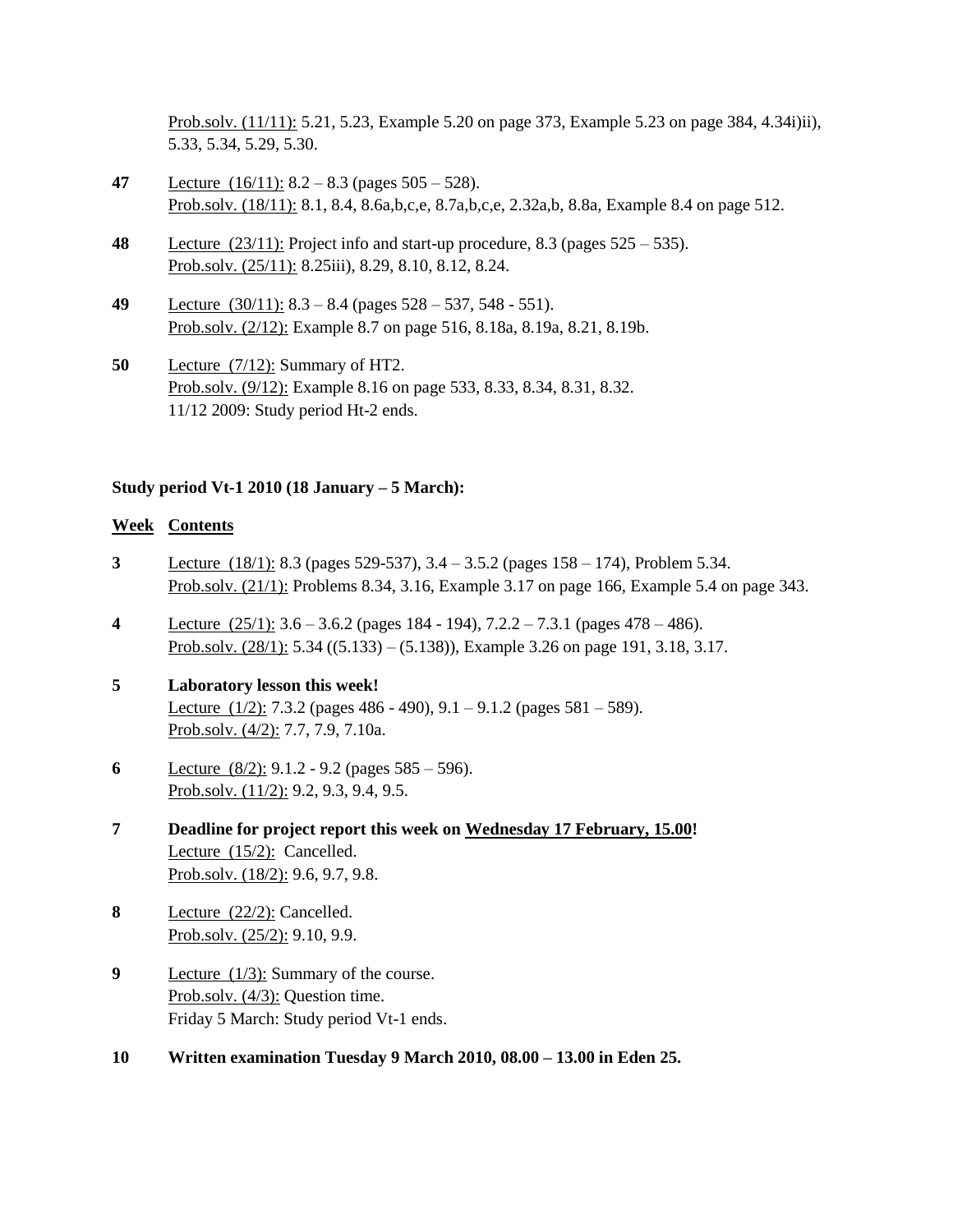Prob.solv. (11/11): 5.21, 5.23, Example 5.20 on page 373, Example 5.23 on page 384, 4.34i)ii), 5.33, 5.34, 5.29, 5.30.

**47** Lecture (16/11): 8.2 – 8.3 (pages 505 – 528).
Prob.solv. (18/11): 8.1, 8.4, 8.6a,b,c,e, 8.7a,b,c,e, 2.32a,b, 8.8a, Example 8.4 on page 512.

**48** Lecture (23/11): Project info and start-up procedure, 8.3 (pages 525 – 535).
Prob.solv. (25/11): 8.25iii), 8.29, 8.10, 8.12, 8.24.

**49** Lecture (30/11): 8.3 – 8.4 (pages 528 – 537, 548 - 551).
Prob.solv. (2/12): Example 8.7 on page 516, 8.18a, 8.19a, 8.21, 8.19b.

**50** Lecture (7/12): Summary of HT2.
Prob.solv. (9/12): Example 8.16 on page 533, 8.33, 8.34, 8.31, 8.32.
11/12 2009: Study period Ht-2 ends.

**Study period Vt-1 2010 (18 January – 5 March):**

**Week Contents**

**3** Lecture (18/1): 8.3 (pages 529-537), 3.4 – 3.5.2 (pages 158 – 174), Problem 5.34.
Prob.solv. (21/1): Problems 8.34, 3.16, Example 3.17 on page 166, Example 5.4 on page 343.

**4** Lecture (25/1): 3.6 – 3.6.2 (pages 184 - 194), 7.2.2 – 7.3.1 (pages 478 – 486).
Prob.solv. (28/1): 5.34 ((5.133) – (5.138)), Example 3.26 on page 191, 3.18, 3.17.

**5** **Laboratory lesson this week!**
Lecture (1/2): 7.3.2 (pages 486 - 490), 9.1 – 9.1.2 (pages 581 – 589).
Prob.solv. (4/2): 7.7, 7.9, 7.10a.

**6** Lecture (8/2): 9.1.2 - 9.2 (pages 585 – 596).
Prob.solv. (11/2): 9.2, 9.3, 9.4, 9.5.

**7** **Deadline for project report this week on Wednesday 17 February, 15.00!**
Lecture (15/2): Cancelled.
Prob.solv. (18/2): 9.6, 9.7, 9.8.

**8** Lecture (22/2): Cancelled.
Prob.solv. (25/2): 9.10, 9.9.

**9** Lecture (1/3): Summary of the course.
Prob.solv. (4/3): Question time.
Friday 5 March: Study period Vt-1 ends.

**10** **Written examination Tuesday 9 March 2010, 08.00 – 13.00 in Eden 25.**